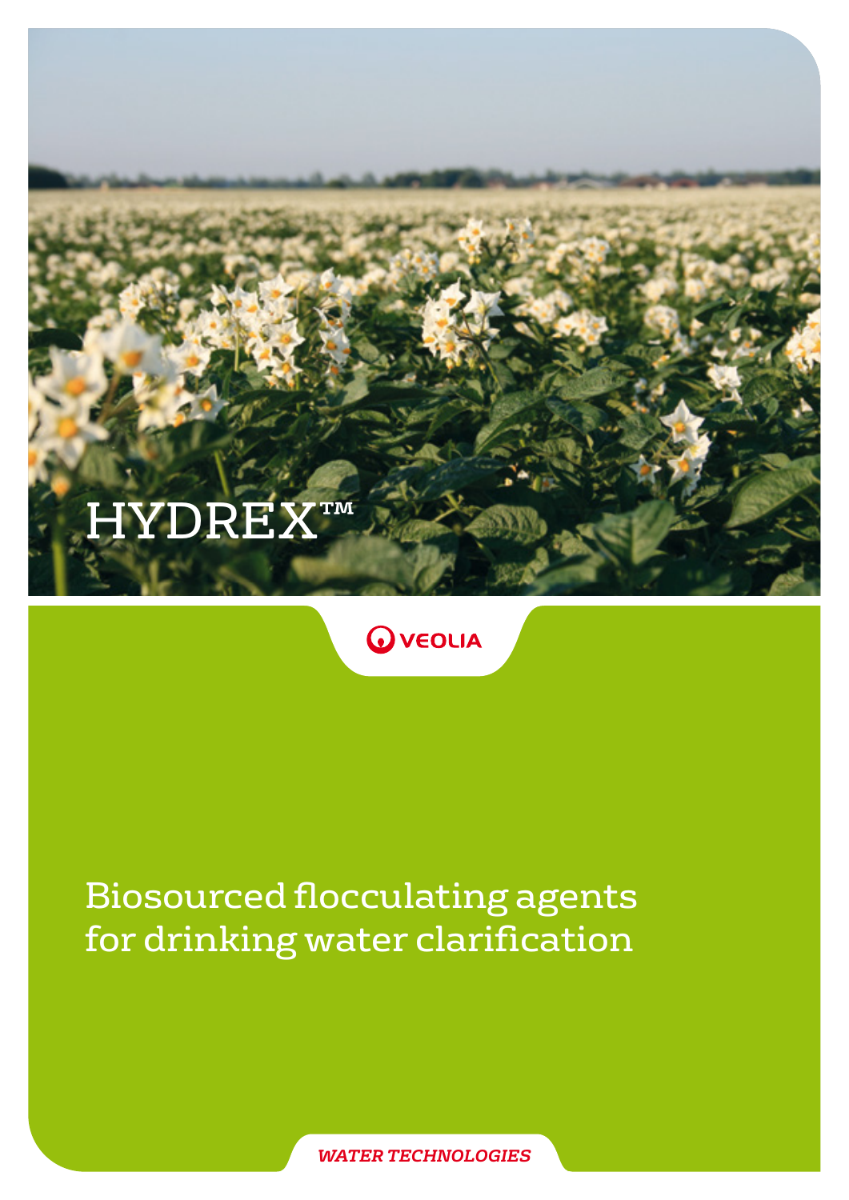# HYDREX™

VEOLIA

## Biosourced flocculating agents for drinking water clarification

*WATER TECHNOLOGIES*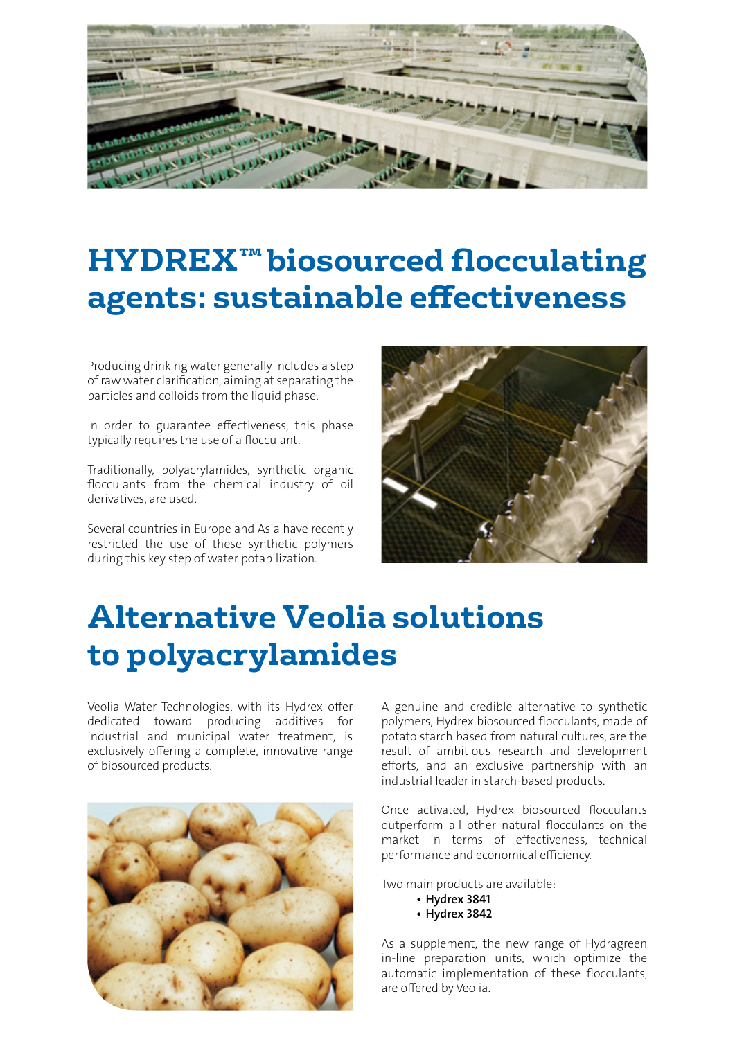# HYDREX™ biosourced flocculating agents: sustainable effectiveness

Producing drinking water generally includes a step of raw water clarification, aiming at separating the particles and colloids from the liquid phase.

In order to guarantee effectiveness, this phase typically requires the use of a flocculant.

Traditionally, polyacrylamides, synthetic organic flocculants from the chemical industry of oil derivatives, are used.

Several countries in Europe and Asia have recently restricted the use of these synthetic polymers during this key step of water potabilization.

# Alternative Veolia solutions to polyacrylamides

Veolia Water Technologies, with its Hydrex offer dedicated toward producing additives for industrial and municipal water treatment, is exclusively offering a complete, innovative range of biosourced products.

A genuine and credible alternative to synthetic polymers, Hydrex biosourced flocculants, made of potato starch based from natural cultures, are the result of ambitious research and development efforts, and an exclusive partnership with an industrial leader in starch-based products.

Once activated, Hydrex biosourced flocculants outperform all other natural flocculants on the market in terms of effectiveness, technical performance and economical efficiency.

Two main products are available:

- **Hydrex 3841**
- **Hydrex 3842**

As a supplement, the new range of Hydragreen in-line preparation units, which optimize the automatic implementation of these flocculants, are offered by Veolia.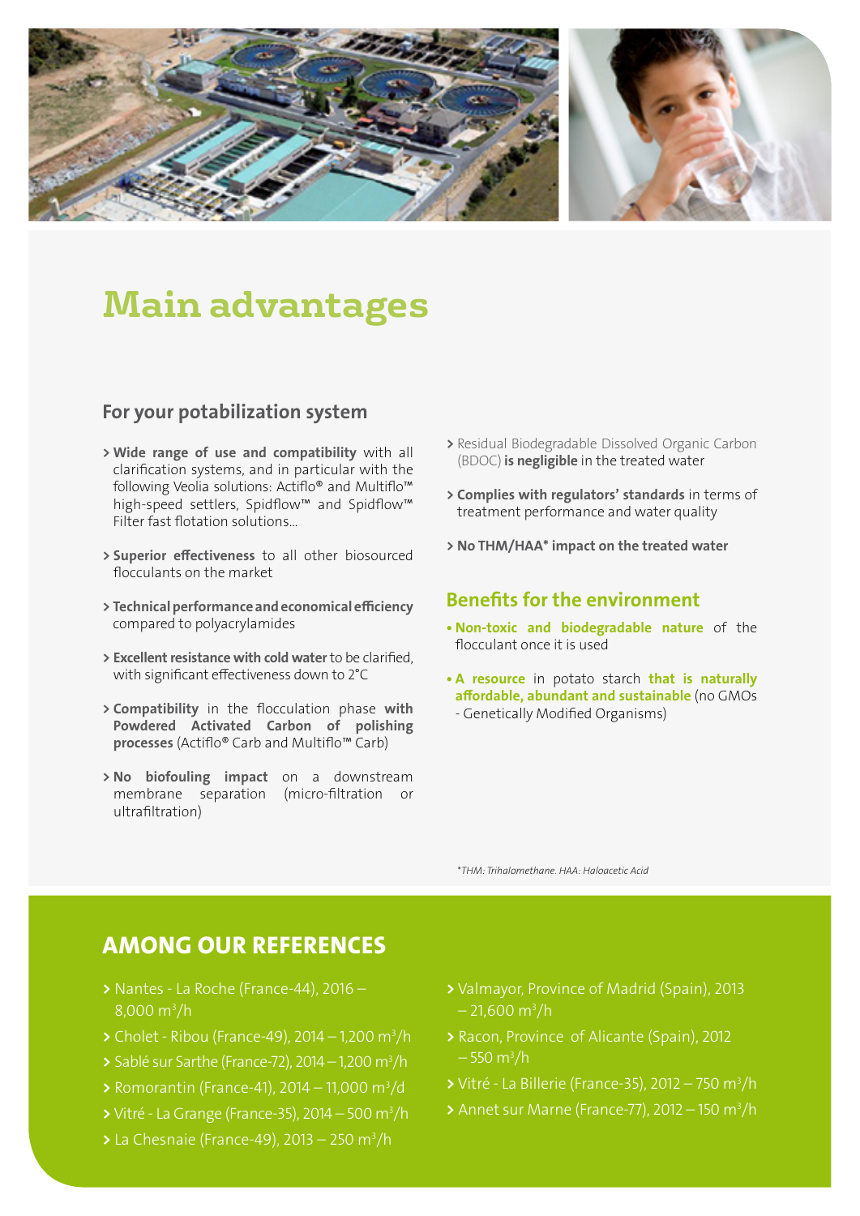# Main advantages

## For your potabilization system

- **Wide range of use and compatibility** with all clarification systems, and in particular with the following Veolia solutions: Actiflo® and Multiflo™ high-speed settlers, Spidflow™ and Spidflow™ Filter fast flotation solutions...
- **Superior effectiveness** to all other biosourced flocculants on the market
- **Technical performance and economical efficiency** compared to polyacrylamides
- **Excellent resistance with cold water** to be clarified, with significant effectiveness down to 2°C
- **Compatibility** in the flocculation phase **with Powdered Activated Carbon of polishing processes** (Actiflo® Carb and Multiflo™ Carb)
- **No biofouling impact** on a downstream membrane separation (micro-filtration or ultrafiltration)
- Residual Biodegradable Dissolved Organic Carbon (BDOC) **is negligible** in the treated water
- **Complies with regulators' standards** in terms of treatment performance and water quality
- **No THM/HAA* impact on the treated water**

## Benefits for the environment

- **Non-toxic and biodegradable nature** of the flocculant once it is used
- **A resource** in potato starch **that is naturally affordable, abundant and sustainable** (no GMOs - Genetically Modified Organisms)

*\*THM: Trihalomethane. HAA: Haloacetic Acid*

## AMONG OUR REFERENCES

- Nantes - La Roche (France-44), 2016 – 8,000 $m^3/h$
- Cholet - Ribou (France-49), 2014 – 1,200 $m^3/h$
- Sablé sur Sarthe (France-72), 2014 – 1,200 $m^3/h$
- Romorantin (France-41), 2014 – 11,000 $m^3/d$
- Vitré - La Grange (France-35), 2014 – 500 $m^3/h$
- La Chesnaie (France-49), 2013 – 250 $m^3/h$
- Valmayor, Province of Madrid (Spain), 2013 – 21,600 $m^3/h$
- Racon, Province of Alicante (Spain), 2012 – 550 $m^3/h$
- Vitré - La Billerie (France-35), 2012 – 750 $m^3/h$
- Annet sur Marne (France-77), 2012 – 150 $m^3/h$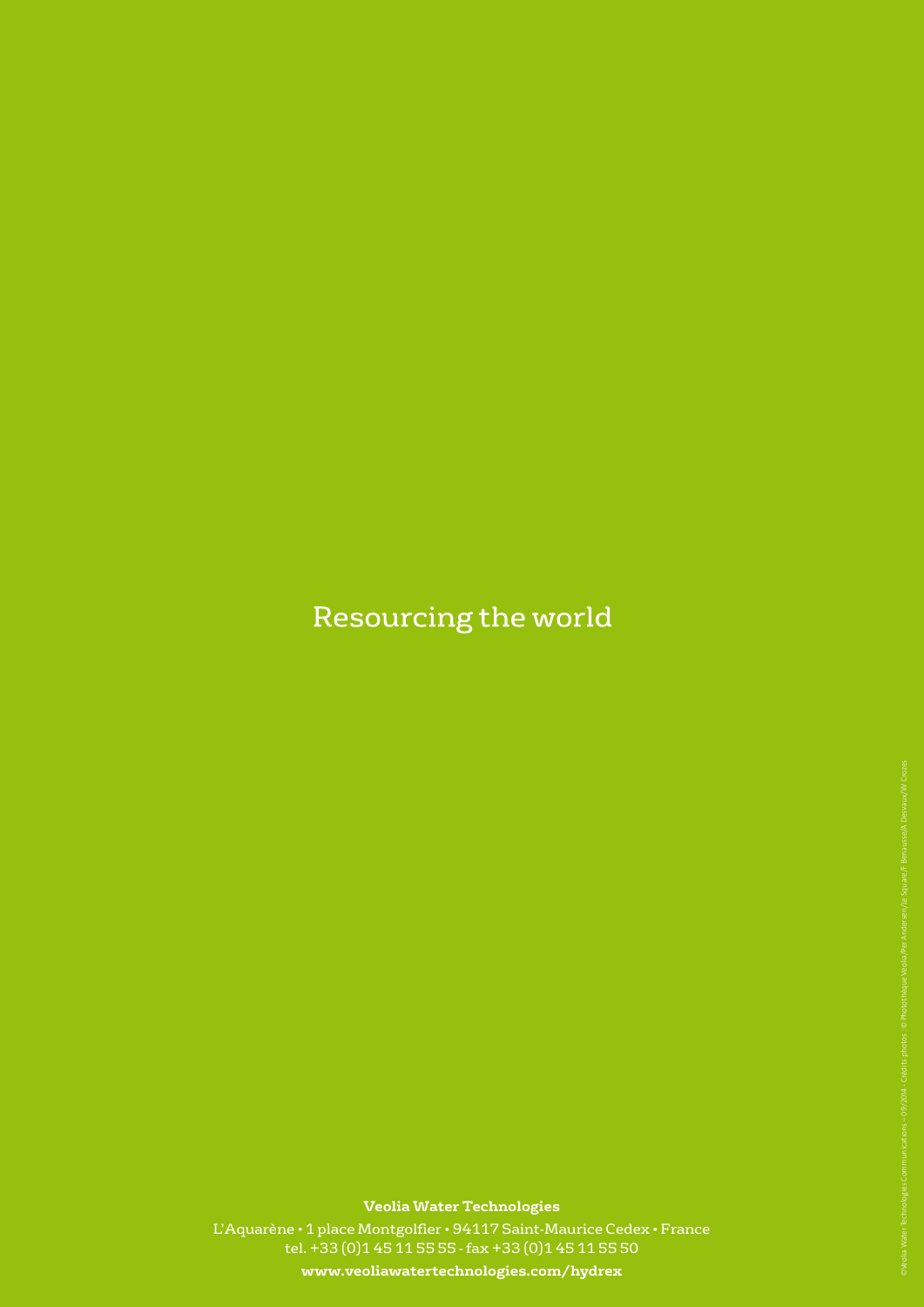Resourcing the world

**Veolia Water Technologies**

L'Aquarène • 1 place Montgolfier • 94117 Saint-Maurice Cedex • France
tel. +33 (0)1 45 11 55 55 - fax +33 (0)1 45 11 55 50

**www.veoliawatertechnologies.com/hydrex**

©Veolia Water Technologies Communications – 09/2014 - Crédits photos : © Photothèque Veolia/Per Andersen/Le Square/F. Benausse/A Desvaux/W Crozes